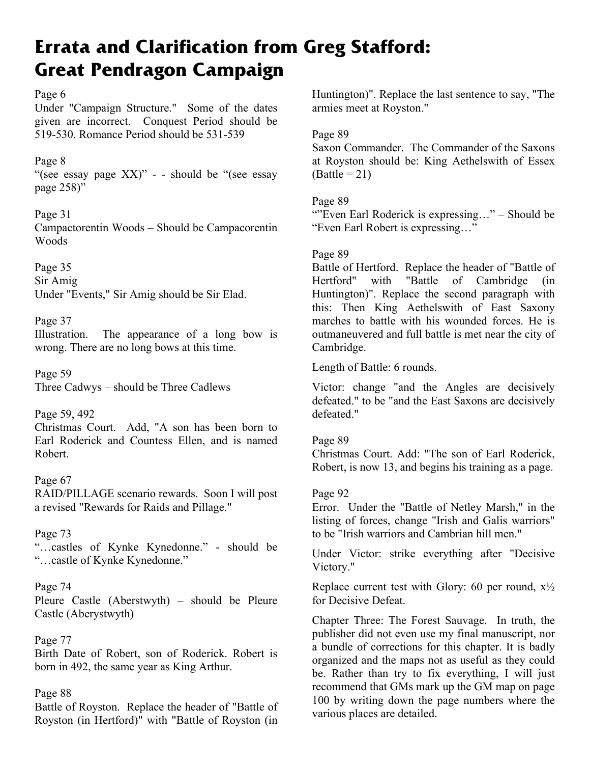# Errata and Clarification from Greg Stafford: Great Pendragon Campaign

Page 6
Under "Campaign Structure." Some of the dates given are incorrect. Conquest Period should be 519-530. Romance Period should be 531-539

Page 8
"(see essay page XX)" - - should be "(see essay page 258)"

Page 31
Campactorentin Woods – Should be Campacorentin Woods

Page 35
Sir Amig
Under "Events," Sir Amig should be Sir Elad.

Page 37
Illustration. The appearance of a long bow is wrong. There are no long bows at this time.

Page 59
Three Cadwys – should be Three Cadlews

Page 59, 492
Christmas Court. Add, "A son has been born to Earl Roderick and Countess Ellen, and is named Robert.

Page 67
RAID/PILLAGE scenario rewards. Soon I will post a revised "Rewards for Raids and Pillage."

Page 73
"…castles of Kynke Kynedonne." - should be "…castle of Kynke Kynedonne."

Page 74
Pleure Castle (Aberstwyth) – should be Pleure Castle (Aberystwyth)

Page 77
Birth Date of Robert, son of Roderick. Robert is born in 492, the same year as King Arthur.

Page 88
Battle of Royston. Replace the header of "Battle of Royston (in Hertford)" with "Battle of Royston (in Huntington)". Replace the last sentence to say, "The armies meet at Royston."

Page 89
Saxon Commander. The Commander of the Saxons at Royston should be: King Aethelswith of Essex (Battle = 21)

Page 89
""Even Earl Roderick is expressing…" – Should be "Even Earl Robert is expressing…"

Page 89
Battle of Hertford. Replace the header of "Battle of Hertford" with "Battle of Cambridge (in Huntington)". Replace the second paragraph with this: Then King Aethelswith of East Saxony marches to battle with his wounded forces. He is outmaneuvered and full battle is met near the city of Cambridge.

Length of Battle: 6 rounds.

Victor: change "and the Angles are decisively defeated." to be "and the East Saxons are decisively defeated."

Page 89
Christmas Court. Add: "The son of Earl Roderick, Robert, is now 13, and begins his training as a page.

Page 92
Error. Under the "Battle of Netley Marsh," in the listing of forces, change "Irish and Galis warriors" to be "Irish warriors and Cambrian hill men."

Under Victor: strike everything after "Decisive Victory."

Replace current test with Glory: 60 per round, x½ for Decisive Defeat.

Chapter Three: The Forest Sauvage. In truth, the publisher did not even use my final manuscript, nor a bundle of corrections for this chapter. It is badly organized and the maps not as useful as they could be. Rather than try to fix everything, I will just recommend that GMs mark up the GM map on page 100 by writing down the page numbers where the various places are detailed.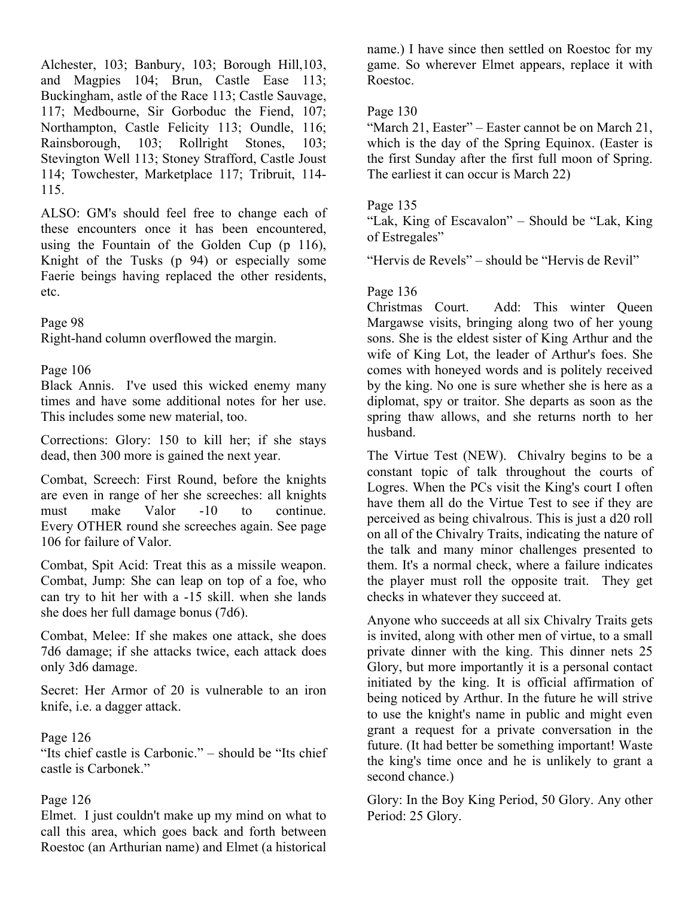Alchester, 103; Banbury, 103; Borough Hill,103, and Magpies 104; Brun, Castle Ease 113; Buckingham, astle of the Race 113; Castle Sauvage, 117; Medbourne, Sir Gorboduc the Fiend, 107; Northampton, Castle Felicity 113; Oundle, 116; Rainsborough, 103; Rollright Stones, 103; Stevington Well 113; Stoney Strafford, Castle Joust 114; Towchester, Marketplace 117; Tribruit, 114-115.

ALSO: GM's should feel free to change each of these encounters once it has been encountered, using the Fountain of the Golden Cup (p 116), Knight of the Tusks (p 94) or especially some Faerie beings having replaced the other residents, etc.

Page 98

Right-hand column overflowed the margin.

Page 106

Black Annis. I've used this wicked enemy many times and have some additional notes for her use. This includes some new material, too.

Corrections: Glory: 150 to kill her; if she stays dead, then 300 more is gained the next year.

Combat, Screech: First Round, before the knights are even in range of her she screeches: all knights must make Valor -10 to continue. Every OTHER round she screeches again. See page 106 for failure of Valor.

Combat, Spit Acid: Treat this as a missile weapon. Combat, Jump: She can leap on top of a foe, who can try to hit her with a -15 skill. when she lands she does her full damage bonus (7d6).

Combat, Melee: If she makes one attack, she does 7d6 damage; if she attacks twice, each attack does only 3d6 damage.

Secret: Her Armor of 20 is vulnerable to an iron knife, i.e. a dagger attack.

Page 126

"Its chief castle is Carbonic." – should be "Its chief castle is Carbonek."

Page 126

Elmet. I just couldn't make up my mind on what to call this area, which goes back and forth between Roestoc (an Arthurian name) and Elmet (a historical name.) I have since then settled on Roestoc for my game. So wherever Elmet appears, replace it with Roestoc.

Page 130

"March 21, Easter" – Easter cannot be on March 21, which is the day of the Spring Equinox. (Easter is the first Sunday after the first full moon of Spring. The earliest it can occur is March 22)

Page 135

"Lak, King of Escavalon" – Should be "Lak, King of Estregales"

"Hervis de Revels" – should be "Hervis de Revil"

Page 136

Christmas Court. Add: This winter Queen Margawse visits, bringing along two of her young sons. She is the eldest sister of King Arthur and the wife of King Lot, the leader of Arthur's foes. She comes with honeyed words and is politely received by the king. No one is sure whether she is here as a diplomat, spy or traitor. She departs as soon as the spring thaw allows, and she returns north to her husband.

The Virtue Test (NEW). Chivalry begins to be a constant topic of talk throughout the courts of Logres. When the PCs visit the King's court I often have them all do the Virtue Test to see if they are perceived as being chivalrous. This is just a d20 roll on all of the Chivalry Traits, indicating the nature of the talk and many minor challenges presented to them. It's a normal check, where a failure indicates the player must roll the opposite trait. They get checks in whatever they succeed at.

Anyone who succeeds at all six Chivalry Traits gets is invited, along with other men of virtue, to a small private dinner with the king. This dinner nets 25 Glory, but more importantly it is a personal contact initiated by the king. It is official affirmation of being noticed by Arthur. In the future he will strive to use the knight's name in public and might even grant a request for a private conversation in the future. (It had better be something important! Waste the king's time once and he is unlikely to grant a second chance.)

Glory: In the Boy King Period, 50 Glory. Any other Period: 25 Glory.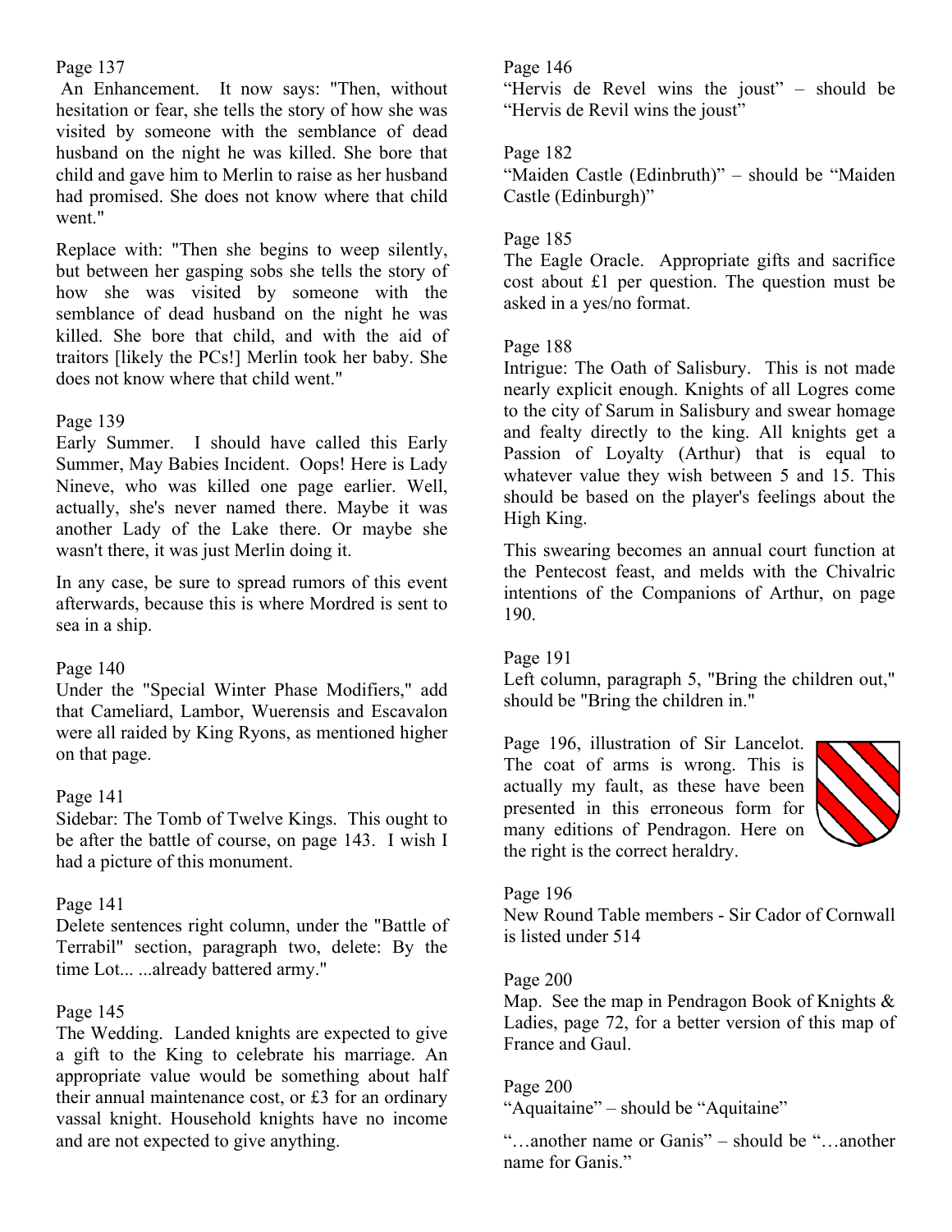Page 137

An Enhancement. It now says: "Then, without hesitation or fear, she tells the story of how she was visited by someone with the semblance of dead husband on the night he was killed. She bore that child and gave him to Merlin to raise as her husband had promised. She does not know where that child went."

Replace with: "Then she begins to weep silently, but between her gasping sobs she tells the story of how she was visited by someone with the semblance of dead husband on the night he was killed. She bore that child, and with the aid of traitors [likely the PCs!] Merlin took her baby. She does not know where that child went."

Page 139

Early Summer. I should have called this Early Summer, May Babies Incident. Oops! Here is Lady Nineve, who was killed one page earlier. Well, actually, she's never named there. Maybe it was another Lady of the Lake there. Or maybe she wasn't there, it was just Merlin doing it.

In any case, be sure to spread rumors of this event afterwards, because this is where Mordred is sent to sea in a ship.

Page 140

Under the "Special Winter Phase Modifiers," add that Cameliard, Lambor, Wuerensis and Escavalon were all raided by King Ryons, as mentioned higher on that page.

Page 141

Sidebar: The Tomb of Twelve Kings. This ought to be after the battle of course, on page 143. I wish I had a picture of this monument.

Page 141

Delete sentences right column, under the "Battle of Terrabil" section, paragraph two, delete: By the time Lot... ...already battered army."

Page 145

The Wedding. Landed knights are expected to give a gift to the King to celebrate his marriage. An appropriate value would be something about half their annual maintenance cost, or £3 for an ordinary vassal knight. Household knights have no income and are not expected to give anything.

Page 146

"Hervis de Revel wins the joust" – should be "Hervis de Revil wins the joust"

Page 182

"Maiden Castle (Edinbruth)" – should be "Maiden Castle (Edinburgh)"

Page 185

The Eagle Oracle. Appropriate gifts and sacrifice cost about £1 per question. The question must be asked in a yes/no format.

Page 188

Intrigue: The Oath of Salisbury. This is not made nearly explicit enough. Knights of all Logres come to the city of Sarum in Salisbury and swear homage and fealty directly to the king. All knights get a Passion of Loyalty (Arthur) that is equal to whatever value they wish between 5 and 15. This should be based on the player's feelings about the High King.

This swearing becomes an annual court function at the Pentecost feast, and melds with the Chivalric intentions of the Companions of Arthur, on page 190.

Page 191

Left column, paragraph 5, "Bring the children out," should be "Bring the children in."

Page 196, illustration of Sir Lancelot. The coat of arms is wrong. This is actually my fault, as these have been presented in this erroneous form for many editions of Pendragon. Here on the right is the correct heraldry.

Page 196

New Round Table members - Sir Cador of Cornwall is listed under 514

Page 200

Map. See the map in Pendragon Book of Knights & Ladies, page 72, for a better version of this map of France and Gaul.

Page 200

"Aquaitaine" – should be "Aquitaine"

"…another name or Ganis" – should be "…another name for Ganis."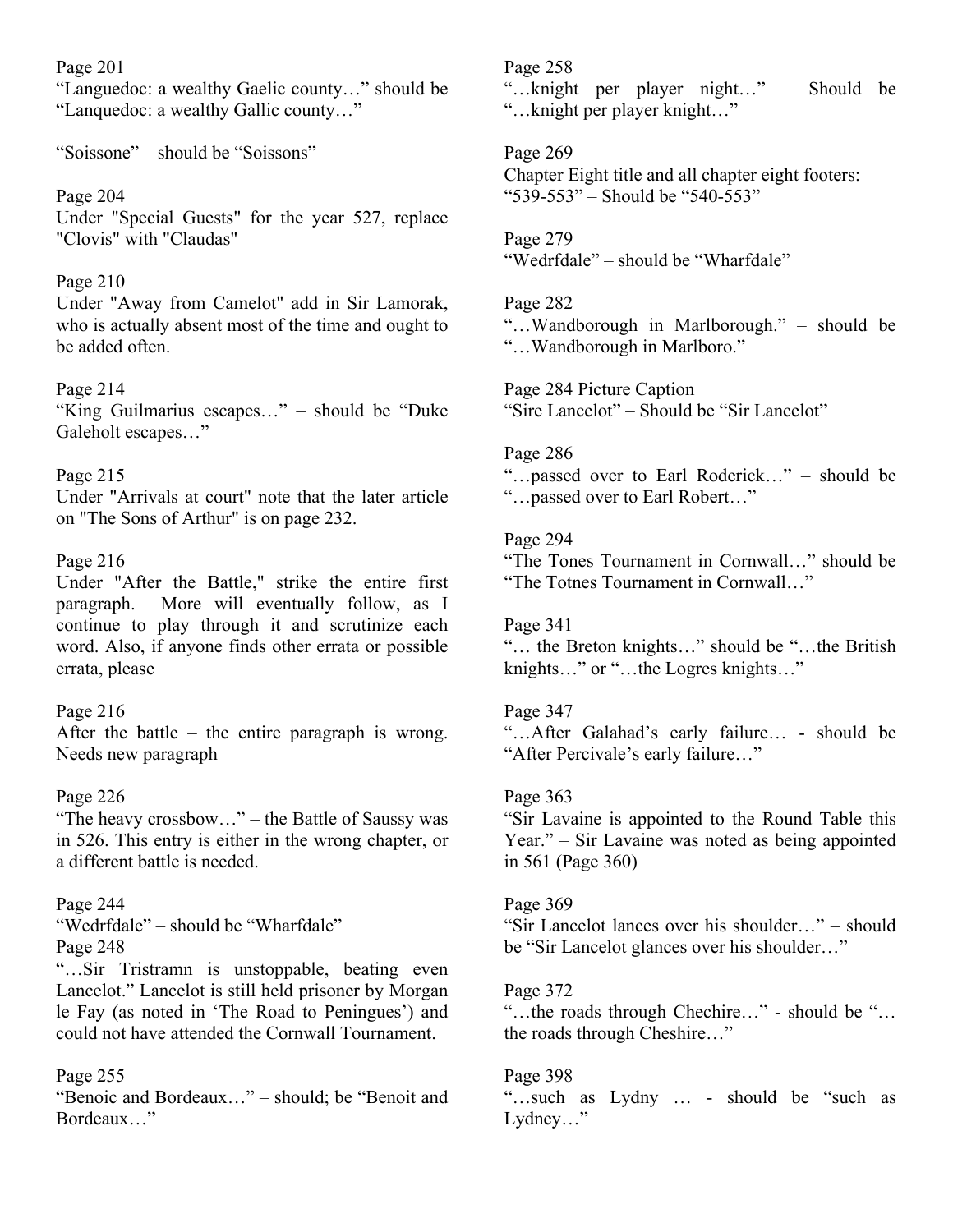Page 201
"Languedoc: a wealthy Gaelic county…" should be "Lanquedoc: a wealthy Gallic county…"

"Soissone" – should be "Soissons"

Page 204
Under "Special Guests" for the year 527, replace "Clovis" with "Claudas"

Page 210
Under "Away from Camelot" add in Sir Lamorak, who is actually absent most of the time and ought to be added often.

Page 214
"King Guilmarius escapes…" – should be "Duke Galeholt escapes…"

Page 215
Under "Arrivals at court" note that the later article on "The Sons of Arthur" is on page 232.

Page 216
Under "After the Battle," strike the entire first paragraph. More will eventually follow, as I continue to play through it and scrutinize each word. Also, if anyone finds other errata or possible errata, please

Page 216
After the battle – the entire paragraph is wrong. Needs new paragraph

Page 226
"The heavy crossbow…" – the Battle of Saussy was in 526. This entry is either in the wrong chapter, or a different battle is needed.

Page 244
"Wedrfdale" – should be "Wharfdale"

Page 248
"…Sir Tristramn is unstoppable, beating even Lancelot." Lancelot is still held prisoner by Morgan le Fay (as noted in 'The Road to Peningues') and could not have attended the Cornwall Tournament.

Page 255
"Benoic and Bordeaux…" – should; be "Benoit and Bordeaux…"

Page 258
"…knight per player night…" – Should be "…knight per player knight…"

Page 269
Chapter Eight title and all chapter eight footers: "539-553" – Should be "540-553"

Page 279
"Wedrfdale" – should be "Wharfdale"

Page 282
"…Wandborough in Marlborough." – should be "…Wandborough in Marlboro."

Page 284 Picture Caption
"Sire Lancelot" – Should be "Sir Lancelot"

Page 286
"…passed over to Earl Roderick…" – should be "…passed over to Earl Robert…"

Page 294
"The Tones Tournament in Cornwall…" should be "The Totnes Tournament in Cornwall…"

Page 341
"… the Breton knights…" should be "…the British knights…" or "…the Logres knights…"

Page 347
"…After Galahad's early failure… - should be "After Percivale's early failure…"

Page 363
"Sir Lavaine is appointed to the Round Table this Year." – Sir Lavaine was noted as being appointed in 561 (Page 360)

Page 369
"Sir Lancelot lances over his shoulder…" – should be "Sir Lancelot glances over his shoulder…"

Page 372
"…the roads through Chechire…" - should be "…the roads through Cheshire…"

Page 398
"…such as Lydny … - should be "such as Lydney…"